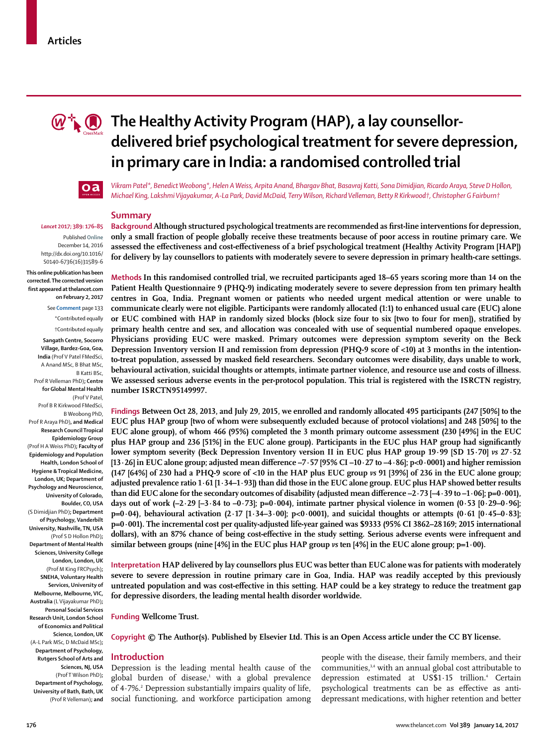Articles

# The Healthy Activity Program (HAP), a lay counsellor-delivered brief psychological treatment for severe depression, in primary care in India: a randomised controlled trial

*Vikram Patel\*, Benedict Weobong\*, Helen A Weiss, Arpita Anand, Bhargav Bhat, Basavraj Katti, Sona Dimidjian, Ricardo Araya, Steve D Hollon, Michael King, Lakshmi Vijayakumar, A-La Park, David McDaid, Terry Wilson, Richard Velleman, Betty R Kirkwood†, Christopher G Fairburn†*

*Lancet* 2017; 389: 176–85

Published Online December 14, 2016 http://dx.doi.org/10.1016/S0140-6736(16)31589-6

**This online publication has been corrected. The corrected version first appeared at thelancet.com on February 2, 2017**

See **Comment** page 133

\*Contributed equally

†Contributed equally

**Sangath Centre, Socorro Village, Bardez-Goa, Goa, India** (Prof V Patel FMedSci, A Anand MSc, B Bhat MSc, B Katti BSc, Prof R Velleman PhD)**; Centre for Global Mental Health** (Prof V Patel, Prof B R Kirkwood FMedSci, B Weobong PhD, Prof R Araya PhD)**, and Medical Research Council Tropical Epidemiology Group** (Prof H A Weiss PhD)**; Faculty of Epidemiology and Population Health, London School of Hygiene & Tropical Medicine, London, UK; Department of Psychology and Neuroscience, University of Colorado, Boulder, CO, USA** (S Dimidjian PhD)**; Department of Psychology, Vanderbilt University, Nashville, TN, USA** (Prof S D Hollon PhD)**; Department of Mental Health Sciences, University College London, London, UK** (Prof M King FRCPsych)**; SNEHA, Voluntary Health Services, University of Melbourne, Melbourne, VIC, Australia** (L Vijayakumar PhD)**; Personal Social Services Research Unit, London School of Economics and Political Science, London, UK** (A-L Park MSc, D McDaid MSc)**; Department of Psychology, Rutgers School of Arts and Sciences, NJ, USA** (Prof T Wilson PhD)**; Department of Psychology, University of Bath, Bath, UK** (Prof R Velleman)**; and**

## Summary

**Background** **Although structured psychological treatments are recommended as first-line interventions for depression, only a small fraction of people globally receive these treatments because of poor access in routine primary care. We assessed the effectiveness and cost-effectiveness of a brief psychological treatment (Healthy Activity Program [HAP]) for delivery by lay counsellors to patients with moderately severe to severe depression in primary health-care settings.**

**Methods** **In this randomised controlled trial, we recruited participants aged 18–65 years scoring more than 14 on the Patient Health Questionnaire 9 (PHQ-9) indicating moderately severe to severe depression from ten primary health centres in Goa, India. Pregnant women or patients who needed urgent medical attention or were unable to communicate clearly were not eligible. Participants were randomly allocated (1:1) to enhanced usual care (EUC) alone or EUC combined with HAP in randomly sized blocks (block size four to six [two to four for men]), stratified by primary health centre and sex, and allocation was concealed with use of sequential numbered opaque envelopes. Physicians providing EUC were masked. Primary outcomes were depression symptom severity on the Beck Depression Inventory version II and remission from depression (PHQ-9 score of <10) at 3 months in the intention-to-treat population, assessed by masked field researchers. Secondary outcomes were disability, days unable to work, behavioural activation, suicidal thoughts or attempts, intimate partner violence, and resource use and costs of illness. We assessed serious adverse events in the per-protocol population. This trial is registered with the ISRCTN registry, number ISRCTN95149997.**

**Findings** **Between Oct 28, 2013, and July 29, 2015, we enrolled and randomly allocated 495 participants (247 [50%] to the EUC plus HAP group [two of whom were subsequently excluded because of protocol violations] and 248 [50%] to the EUC alone group), of whom 466 (95%) completed the 3 month primary outcome assessment (230 [49%] in the EUC plus HAP group and 236 [51%] in the EUC alone group). Participants in the EUC plus HAP group had significantly lower symptom severity (Beck Depression Inventory version II in EUC plus HAP group 19·99 [SD 15·70] *vs* 27·52 [13·26] in EUC alone group; adjusted mean difference –7·57 [95% CI –10·27 to –4·86]; p<0·0001) and higher remission (147 [64%] of 230 had a PHQ-9 score of <10 in the HAP plus EUC group *vs* 91 [39%] of 236 in the EUC alone group; adjusted prevalence ratio 1·61 [1·34–1·93]) than did those in the EUC alone group. EUC plus HAP showed better results than did EUC alone for the secondary outcomes of disability (adjusted mean difference –2·73 [–4·39 to –1·06]; p=0·001), days out of work (–2·29 [–3·84 to –0·73]; p=0·004), intimate partner physical violence in women (0·53 [0·29–0·96]; p=0·04), behavioural activation (2·17 [1·34–3·00]; p<0·0001), and suicidal thoughts or attempts (0·61 [0·45–0·83]; p=0·001). The incremental cost per quality-adjusted life-year gained was $9333 (95% CI 3862–28 169; 2015 international dollars), with an 87% chance of being cost-effective in the study setting. Serious adverse events were infrequent and similar between groups (nine [4%] in the EUC plus HAP group *vs* ten [4%] in the EUC alone group; p=1·00).**

**Interpretation** **HAP delivered by lay counsellors plus EUC was better than EUC alone was for patients with moderately severe to severe depression in routine primary care in Goa, India. HAP was readily accepted by this previously untreated population and was cost-effective in this setting. HAP could be a key strategy to reduce the treatment gap for depressive disorders, the leading mental health disorder worldwide.**

**Funding** **Wellcome Trust.**

**Copyright** **© The Author(s). Published by Elsevier Ltd. This is an Open Access article under the CC BY license.**

## Introduction

Depression is the leading mental health cause of the global burden of disease,[1] with a global prevalence of 4·7%.[2] Depression substantially impairs quality of life, social functioning, and workforce participation among people with the disease, their family members, and their communities,[3,4] with an annual global cost attributable to depression estimated at US$1·15 trillion.[4] Certain psychological treatments can be as effective as antidepressant medications, with higher retention and better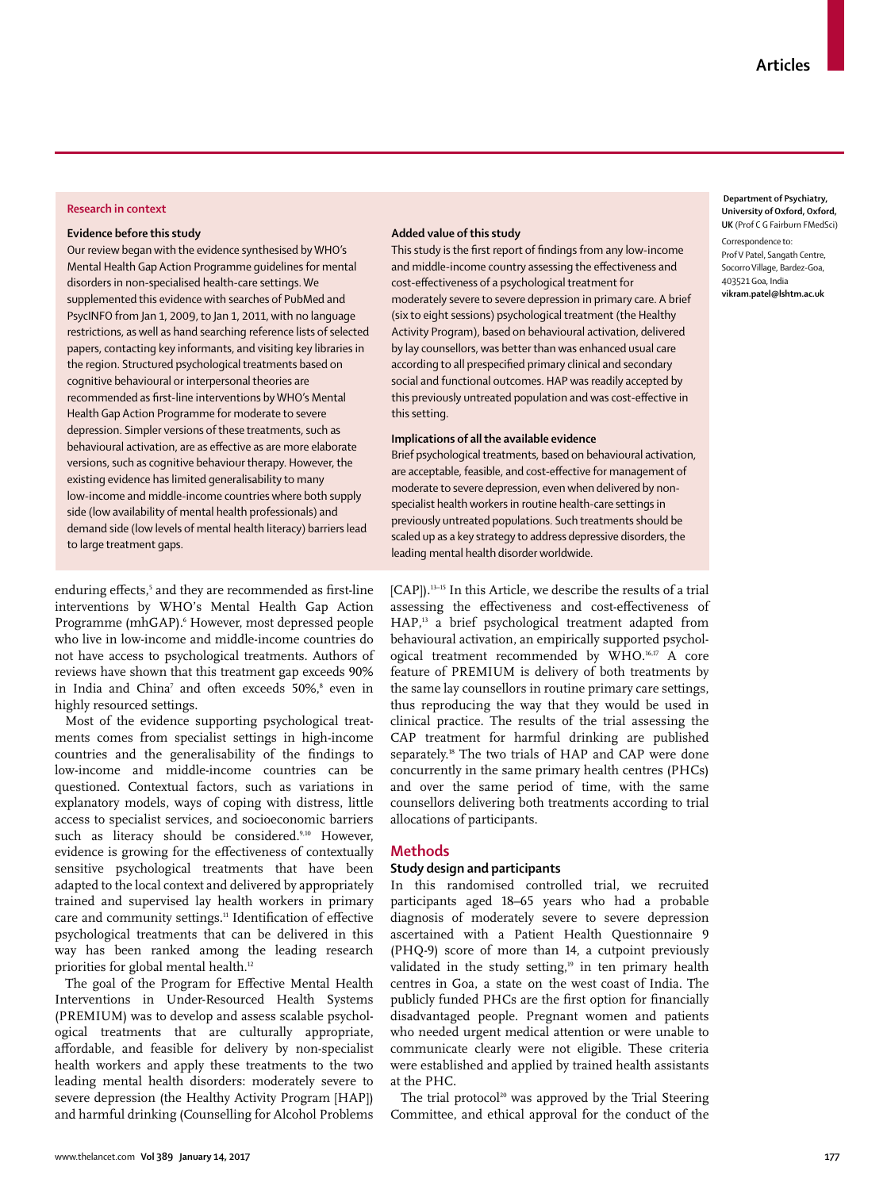## Research in context

### Evidence before this study

Our review began with the evidence synthesised by WHO's Mental Health Gap Action Programme guidelines for mental disorders in non-specialised health-care settings. We supplemented this evidence with searches of PubMed and PsycINFO from Jan 1, 2009, to Jan 1, 2011, with no language restrictions, as well as hand searching reference lists of selected papers, contacting key informants, and visiting key libraries in the region. Structured psychological treatments based on cognitive behavioural or interpersonal theories are recommended as first-line interventions by WHO's Mental Health Gap Action Programme for moderate to severe depression. Simpler versions of these treatments, such as behavioural activation, are as effective as are more elaborate versions, such as cognitive behaviour therapy. However, the existing evidence has limited generalisability to many low-income and middle-income countries where both supply side (low availability of mental health professionals) and demand side (low levels of mental health literacy) barriers lead to large treatment gaps.

### Added value of this study

This study is the first report of findings from any low-income and middle-income country assessing the effectiveness and cost-effectiveness of a psychological treatment for moderately severe to severe depression in primary care. A brief (six to eight sessions) psychological treatment (the Healthy Activity Program), based on behavioural activation, delivered by lay counsellors, was better than was enhanced usual care according to all prespecified primary clinical and secondary social and functional outcomes. HAP was readily accepted by this previously untreated population and was cost-effective in this setting.

### Implications of all the available evidence

Brief psychological treatments, based on behavioural activation, are acceptable, feasible, and cost-effective for management of moderate to severe depression, even when delivered by non-specialist health workers in routine health-care settings in previously untreated populations. Such treatments should be scaled up as a key strategy to address depressive disorders, the leading mental health disorder worldwide.

Department of Psychiatry, University of Oxford, Oxford, UK (Prof C G Fairburn FMedSci)

Correspondence to: Prof V Patel, Sangath Centre, Socorro Village, Bardez-Goa, 403521 Goa, India **vikram.patel@lshtm.ac.uk**

enduring effects,[5] and they are recommended as first-line interventions by WHO's Mental Health Gap Action Programme (mhGAP).[6] However, most depressed people who live in low-income and middle-income countries do not have access to psychological treatments. Authors of reviews have shown that this treatment gap exceeds 90% in India and China[7] and often exceeds 50%,[8] even in highly resourced settings.

Most of the evidence supporting psychological treatments comes from specialist settings in high-income countries and the generalisability of the findings to low-income and middle-income countries can be questioned. Contextual factors, such as variations in explanatory models, ways of coping with distress, little access to specialist services, and socioeconomic barriers such as literacy should be considered.[9,10] However, evidence is growing for the effectiveness of contextually sensitive psychological treatments that have been adapted to the local context and delivered by appropriately trained and supervised lay health workers in primary care and community settings.[11] Identification of effective psychological treatments that can be delivered in this way has been ranked among the leading research priorities for global mental health.[12]

The goal of the Program for Effective Mental Health Interventions in Under-Resourced Health Systems (PREMIUM) was to develop and assess scalable psychological treatments that are culturally appropriate, affordable, and feasible for delivery by non-specialist health workers and apply these treatments to the two leading mental health disorders: moderately severe to severe depression (the Healthy Activity Program [HAP]) and harmful drinking (Counselling for Alcohol Problems [CAP]).[13–15] In this Article, we describe the results of a trial assessing the effectiveness and cost-effectiveness of HAP,[13] a brief psychological treatment adapted from behavioural activation, an empirically supported psychological treatment recommended by WHO.[16,17] A core feature of PREMIUM is delivery of both treatments by the same lay counsellors in routine primary care settings, thus reproducing the way that they would be used in clinical practice. The results of the trial assessing the CAP treatment for harmful drinking are published separately.[18] The two trials of HAP and CAP were done concurrently in the same primary health centres (PHCs) and over the same period of time, with the same counsellors delivering both treatments according to trial allocations of participants.

## Methods

### Study design and participants

In this randomised controlled trial, we recruited participants aged 18–65 years who had a probable diagnosis of moderately severe to severe depression ascertained with a Patient Health Questionnaire 9 (PHQ-9) score of more than 14, a cutpoint previously validated in the study setting,[19] in ten primary health centres in Goa, a state on the west coast of India. The publicly funded PHCs are the first option for financially disadvantaged people. Pregnant women and patients who needed urgent medical attention or were unable to communicate clearly were not eligible. These criteria were established and applied by trained health assistants at the PHC.

The trial protocol[20] was approved by the Trial Steering Committee, and ethical approval for the conduct of the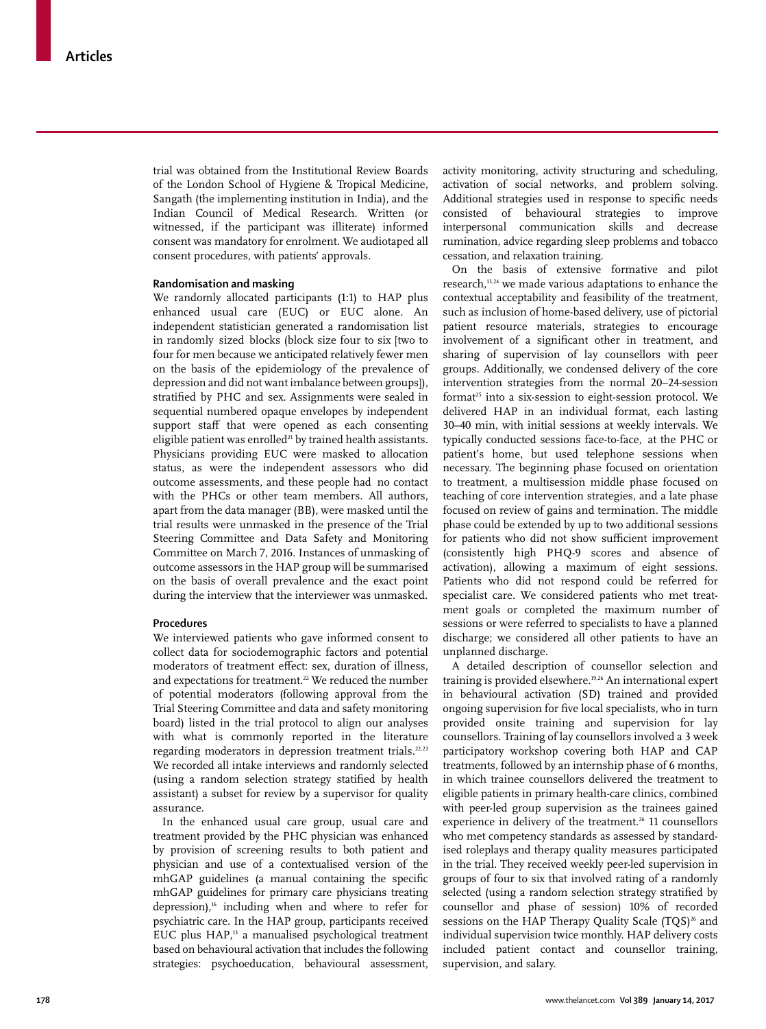trial was obtained from the Institutional Review Boards of the London School of Hygiene & Tropical Medicine, Sangath (the implementing institution in India), and the Indian Council of Medical Research. Written (or witnessed, if the participant was illiterate) informed consent was mandatory for enrolment. We audiotaped all consent procedures, with patients' approvals.

### Randomisation and masking

We randomly allocated participants (1:1) to HAP plus enhanced usual care (EUC) or EUC alone. An independent statistician generated a randomisation list in randomly sized blocks (block size four to six [two to four for men because we anticipated relatively fewer men on the basis of the epidemiology of the prevalence of depression and did not want imbalance between groups]), stratified by PHC and sex. Assignments were sealed in sequential numbered opaque envelopes by independent support staff that were opened as each consenting eligible patient was enrolled[21] by trained health assistants. Physicians providing EUC were masked to allocation status, as were the independent assessors who did outcome assessments, and these people had no contact with the PHCs or other team members. All authors, apart from the data manager (BB), were masked until the trial results were unmasked in the presence of the Trial Steering Committee and Data Safety and Monitoring Committee on March 7, 2016. Instances of unmasking of outcome assessors in the HAP group will be summarised on the basis of overall prevalence and the exact point during the interview that the interviewer was unmasked.

### Procedures

We interviewed patients who gave informed consent to collect data for sociodemographic factors and potential moderators of treatment effect: sex, duration of illness, and expectations for treatment.[22] We reduced the number of potential moderators (following approval from the Trial Steering Committee and data and safety monitoring board) listed in the trial protocol to align our analyses with what is commonly reported in the literature regarding moderators in depression treatment trials.[22,23] We recorded all intake interviews and randomly selected (using a random selection strategy statified by health assistant) a subset for review by a supervisor for quality assurance.

In the enhanced usual care group, usual care and treatment provided by the PHC physician was enhanced by provision of screening results to both patient and physician and use of a contextualised version of the mhGAP guidelines (a manual containing the specific mhGAP guidelines for primary care physicians treating depression),[16] including when and where to refer for psychiatric care. In the HAP group, participants received EUC plus HAP,[13] a manualised psychological treatment based on behavioural activation that includes the following strategies: psychoeducation, behavioural assessment, activity monitoring, activity structuring and scheduling, activation of social networks, and problem solving. Additional strategies used in response to specific needs consisted of behavioural strategies to improve interpersonal communication skills and decrease rumination, advice regarding sleep problems and tobacco cessation, and relaxation training.

On the basis of extensive formative and pilot research,[13,24] we made various adaptations to enhance the contextual acceptability and feasibility of the treatment, such as inclusion of home-based delivery, use of pictorial patient resource materials, strategies to encourage involvement of a significant other in treatment, and sharing of supervision of lay counsellors with peer groups. Additionally, we condensed delivery of the core intervention strategies from the normal 20–24-session format[25] into a six-session to eight-session protocol. We delivered HAP in an individual format, each lasting 30–40 min, with initial sessions at weekly intervals. We typically conducted sessions face-to-face, at the PHC or patient's home, but used telephone sessions when necessary. The beginning phase focused on orientation to treatment, a multisession middle phase focused on teaching of core intervention strategies, and a late phase focused on review of gains and termination. The middle phase could be extended by up to two additional sessions for patients who did not show sufficient improvement (consistently high PHQ-9 scores and absence of activation), allowing a maximum of eight sessions. Patients who did not respond could be referred for specialist care. We considered patients who met treatment goals or completed the maximum number of sessions or were referred to specialists to have a planned discharge; we considered all other patients to have an unplanned discharge.

A detailed description of counsellor selection and training is provided elsewhere.[19,26] An international expert in behavioural activation (SD) trained and provided ongoing supervision for five local specialists, who in turn provided onsite training and supervision for lay counsellors. Training of lay counsellors involved a 3 week participatory workshop covering both HAP and CAP treatments, followed by an internship phase of 6 months, in which trainee counsellors delivered the treatment to eligible patients in primary health-care clinics, combined with peer-led group supervision as the trainees gained experience in delivery of the treatment.[26] 11 counsellors who met competency standards as assessed by standardised roleplays and therapy quality measures participated in the trial. They received weekly peer-led supervision in groups of four to six that involved rating of a randomly selected (using a random selection strategy stratified by counsellor and phase of session) 10% of recorded sessions on the HAP Therapy Quality Scale (TQS)[26] and individual supervision twice monthly. HAP delivery costs included patient contact and counsellor training, supervision, and salary.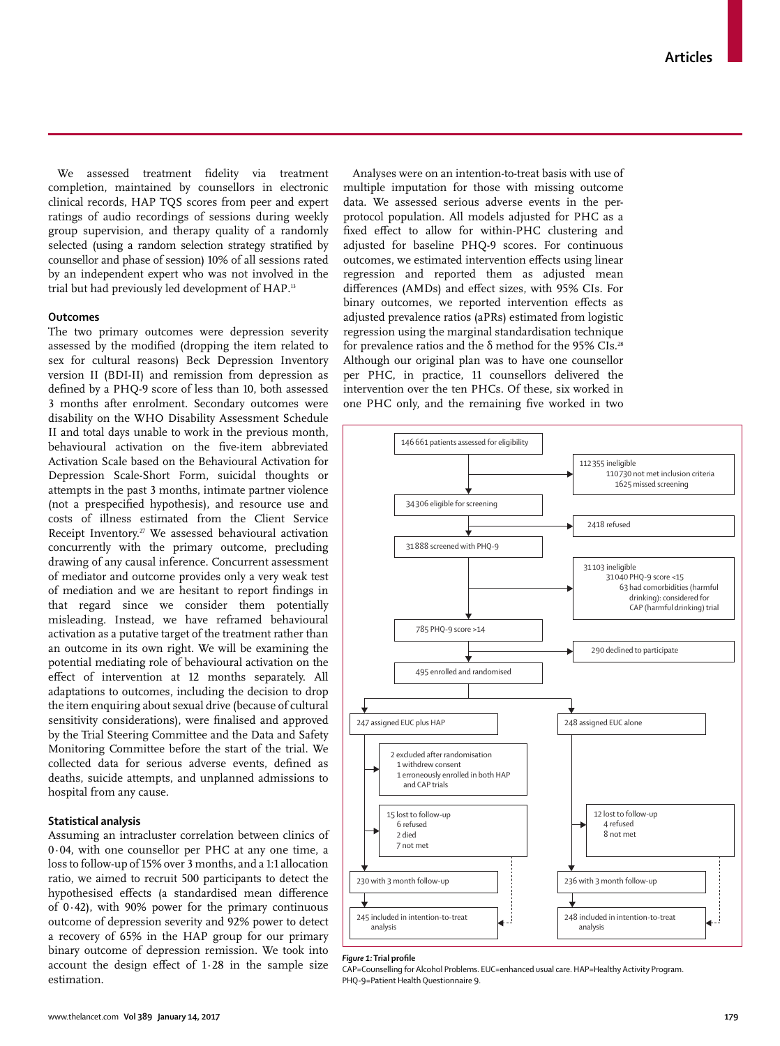We assessed treatment fidelity via treatment completion, maintained by counsellors in electronic clinical records, HAP TQS scores from peer and expert ratings of audio recordings of sessions during weekly group supervision, and therapy quality of a randomly selected (using a random selection strategy stratified by counsellor and phase of session) 10% of all sessions rated by an independent expert who was not involved in the trial but had previously led development of HAP.[13]

### Outcomes

The two primary outcomes were depression severity assessed by the modified (dropping the item related to sex for cultural reasons) Beck Depression Inventory version II (BDI-II) and remission from depression as defined by a PHQ-9 score of less than 10, both assessed 3 months after enrolment. Secondary outcomes were disability on the WHO Disability Assessment Schedule II and total days unable to work in the previous month, behavioural activation on the five-item abbreviated Activation Scale based on the Behavioural Activation for Depression Scale-Short Form, suicidal thoughts or attempts in the past 3 months, intimate partner violence (not a prespecified hypothesis), and resource use and costs of illness estimated from the Client Service Receipt Inventory.[27] We assessed behavioural activation concurrently with the primary outcome, precluding drawing of any causal inference. Concurrent assessment of mediator and outcome provides only a very weak test of mediation and we are hesitant to report findings in that regard since we consider them potentially misleading. Instead, we have reframed behavioural activation as a putative target of the treatment rather than an outcome in its own right. We will be examining the potential mediating role of behavioural activation on the effect of intervention at 12 months separately. All adaptations to outcomes, including the decision to drop the item enquiring about sexual drive (because of cultural sensitivity considerations), were finalised and approved by the Trial Steering Committee and the Data and Safety Monitoring Committee before the start of the trial. We collected data for serious adverse events, defined as deaths, suicide attempts, and unplanned admissions to hospital from any cause.

### Statistical analysis

Assuming an intracluster correlation between clinics of 0·04, with one counsellor per PHC at any one time, a loss to follow-up of 15% over 3 months, and a 1:1 allocation ratio, we aimed to recruit 500 participants to detect the hypothesised effects (a standardised mean difference of 0·42), with 90% power for the primary continuous outcome of depression severity and 92% power to detect a recovery of 65% in the HAP group for our primary binary outcome of depression remission. We took into account the design effect of 1·28 in the sample size estimation.

Analyses were on an intention-to-treat basis with use of multiple imputation for those with missing outcome data. We assessed serious adverse events in the per-protocol population. All models adjusted for PHC as a fixed effect to allow for within-PHC clustering and adjusted for baseline PHQ-9 scores. For continuous outcomes, we estimated intervention effects using linear regression and reported them as adjusted mean differences (AMDs) and effect sizes, with 95% CIs. For binary outcomes, we reported intervention effects as adjusted prevalence ratios (aPRs) estimated from logistic regression using the marginal standardisation technique for prevalence ratios and the δ method for the 95% CIs.[28] Although our original plan was to have one counsellor per PHC, in practice, 11 counsellors delivered the intervention over the ten PHCs. Of these, six worked in one PHC only, and the remaining five worked in two

146 661 patients assessed for eligibility
→ 112 355 ineligible
  110 730 not met inclusion criteria
  1625 missed screening

34 306 eligible for screening
→ 2418 refused

31 888 screened with PHQ-9
→ 31 103 ineligible
  31 040 PHQ-9 score <15
  63 had comorbidities (harmful drinking): considered for CAP (harmful drinking) trial

785 PHQ-9 score >14
→ 290 declined to participate

495 enrolled and randomised

247 assigned EUC plus HAP
→ 2 excluded after randomisation
  1 withdrew consent
  1 erroneously enrolled in both HAP and CAP trials
→ 15 lost to follow-up
  6 refused
  2 died
  7 not met
230 with 3 month follow-up
245 included in intention-to-treat analysis

248 assigned EUC alone
→ 12 lost to follow-up
  4 refused
  8 not met
236 with 3 month follow-up
248 included in intention-to-treat analysis

***Figure 1:* Trial profile**
CAP=Counselling for Alcohol Problems. EUC=enhanced usual care. HAP=Healthy Activity Program. PHQ-9=Patient Health Questionnaire 9.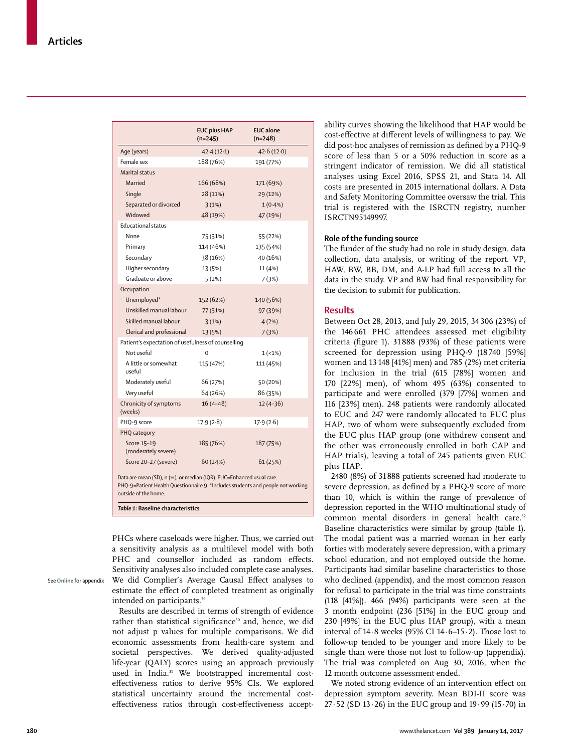| | EUC plus HAP (n=245) | EUC alone (n=248) |
|---|---|---|
| Age (years) | 42·4 (12·1) | 42·6 (12·0) |
| Female sex | 188 (76%) | 191 (77%) |
| Marital status | | |
| Married | 166 (68%) | 171 (69%) |
| Single | 28 (11%) | 29 (12%) |
| Separated or divorced | 3 (1%) | 1 (0·4%) |
| Widowed | 48 (19%) | 47 (19%) |
| Educational status | | |
| None | 75 (31%) | 55 (22%) |
| Primary | 114 (46%) | 135 (54%) |
| Secondary | 38 (16%) | 40 (16%) |
| Higher secondary | 13 (5%) | 11 (4%) |
| Graduate or above | 5 (2%) | 7 (3%) |
| Occupation | | |
| Unemployed* | 152 (62%) | 140 (56%) |
| Unskilled manual labour | 77 (31%) | 97 (39%) |
| Skilled manual labour | 3 (1%) | 4 (2%) |
| Clerical and professional | 13 (5%) | 7 (3%) |
| Patient's expectation of usefulness of counselling | | |
| Not useful | 0 | 1 (<1%) |
| A little or somewhat useful | 115 (47%) | 111 (45%) |
| Moderately useful | 66 (27%) | 50 (20%) |
| Very useful | 64 (26%) | 86 (35%) |
| Chronicity of symptoms (weeks) | 16 (4–48) | 12 (4–36) |
| PHQ-9 score | 17·9 (2·8) | 17·9 (2·6) |
| PHQ category | | |
| Score 15–19 (moderately severe) | 185 (76%) | 187 (75%) |
| Score 20–27 (severe) | 60 (24%) | 61 (25%) |

Data are mean (SD), n (%), or median (IQR). EUC=Enhanced usual care. PHQ-9=Patient Health Questionnaire 9. *Includes students and people not working outside of the home.

***Table 1:*** **Baseline characteristics**

PHCs where caseloads were higher. Thus, we carried out a sensitivity analysis as a multilevel model with both PHC and counsellor included as random effects. Sensitivity analyses also included complete case analyses. We did Complier's Average Causal Effect analyses to estimate the effect of completed treatment as originally intended on participants.[29]

See **Online** for appendix

Results are described in terms of strength of evidence rather than statistical significance[30] and, hence, we did not adjust p values for multiple comparisons. We did economic assessments from health-care system and societal perspectives. We derived quality-adjusted life-year (QALY) scores using an approach previously used in India.[31] We bootstrapped incremental cost-effectiveness ratios to derive 95% CIs. We explored statistical uncertainty around the incremental cost-effectiveness ratios through cost-effectiveness acceptability curves showing the likelihood that HAP would be cost-effective at different levels of willingness to pay. We did post-hoc analyses of remission as defined by a PHQ-9 score of less than 5 or a 50% reduction in score as a stringent indicator of remission. We did all statistical analyses using Excel 2016, SPSS 21, and Stata 14. All costs are presented in 2015 international dollars. A Data and Safety Monitoring Committee oversaw the trial. This trial is registered with the ISRCTN registry, number ISRCTN95149997.

### Role of the funding source

The funder of the study had no role in study design, data collection, data analysis, or writing of the report. VP, HAW, BW, BB, DM, and A-LP had full access to all the data in the study. VP and BW had final responsibility for the decision to submit for publication.

## Results

Between Oct 28, 2013, and July 29, 2015, 34 306 (23%) of the 146 661 PHC attendees assessed met eligibility criteria (figure 1). 31 888 (93%) of these patients were screened for depression using PHQ-9 (18 740 [59%] women and 13 148 [41%] men) and 785 (2%) met criteria for inclusion in the trial (615 [78%] women and 170 [22%] men), of whom 495 (63%) consented to participate and were enrolled (379 [77%] women and 116 [23%] men). 248 patients were randomly allocated to EUC and 247 were randomly allocated to EUC plus HAP, two of whom were subsequently excluded from the EUC plus HAP group (one withdrew consent and the other was erroneously enrolled in both CAP and HAP trials), leaving a total of 245 patients given EUC plus HAP.

2480 (8%) of 31 888 patients screened had moderate to severe depression, as defined by a PHQ-9 score of more than 10, which is within the range of prevalence of depression reported in the WHO multinational study of common mental disorders in general health care.[32] Baseline characteristics were similar by group (table 1). The modal patient was a married woman in her early forties with moderately severe depression, with a primary school education, and not employed outside the home. Participants had similar baseline characteristics to those who declined (appendix), and the most common reason for refusal to participate in the trial was time constraints (118 [41%]). 466 (94%) participants were seen at the 3 month endpoint (236 [51%] in the EUC group and 230 [49%] in the EUC plus HAP group), with a mean interval of 14·8 weeks (95% CI 14·6–15·2). Those lost to follow-up tended to be younger and more likely to be single than were those not lost to follow-up (appendix). The trial was completed on Aug 30, 2016, when the 12 month outcome assessment ended.

We noted strong evidence of an intervention effect on depression symptom severity. Mean BDI-II score was 27·52 (SD 13·26) in the EUC group and 19·99 (15·70) in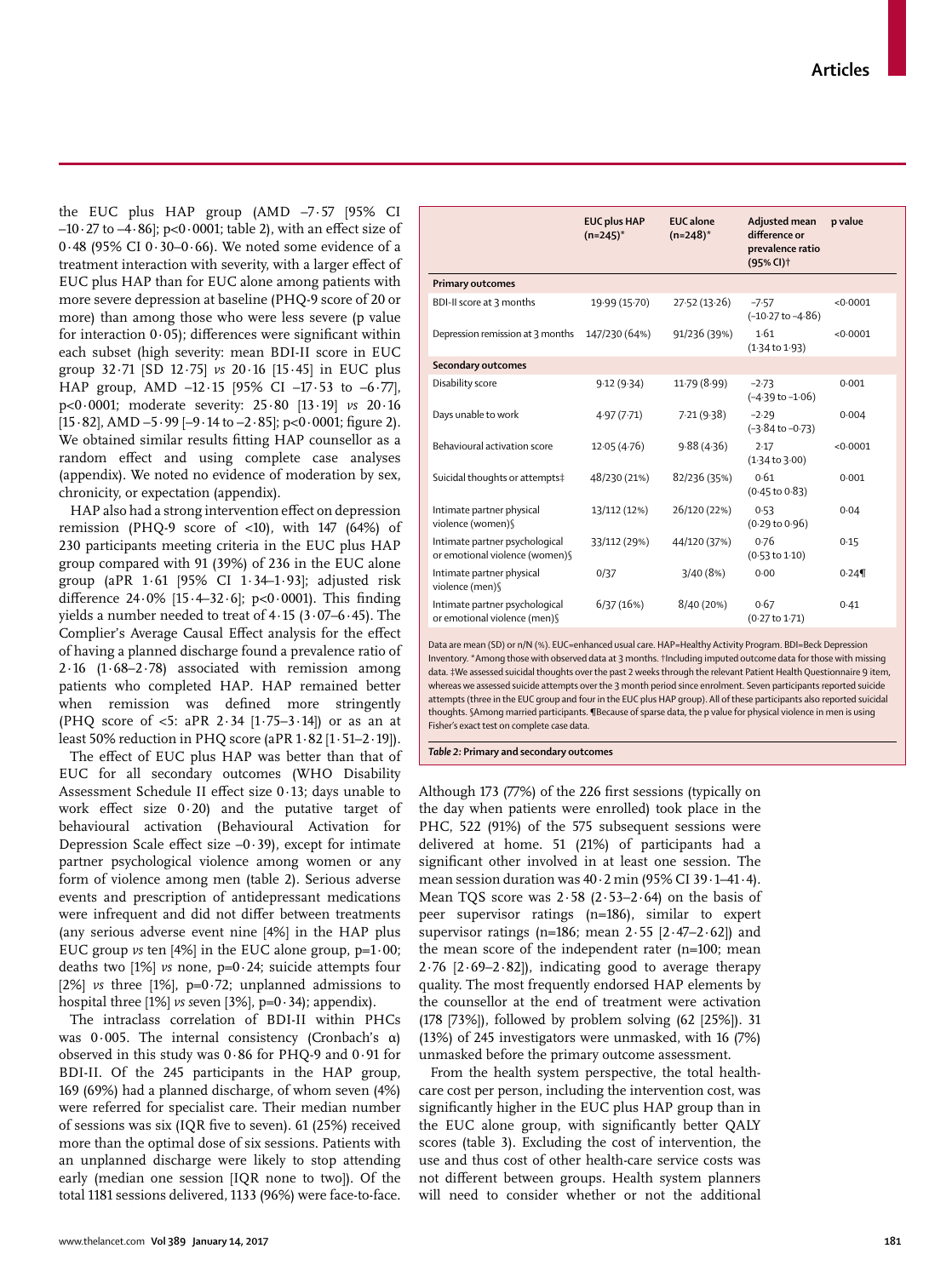the EUC plus HAP group (AMD –7·57 [95% CI –10·27 to –4·86]; p<0·0001; table 2), with an effect size of 0·48 (95% CI 0·30–0·66). We noted some evidence of a treatment interaction with severity, with a larger effect of EUC plus HAP than for EUC alone among patients with more severe depression at baseline (PHQ-9 score of 20 or more) than among those who were less severe (p value for interaction 0·05); differences were significant within each subset (high severity: mean BDI-II score in EUC group 32·71 [SD 12·75] *vs* 20·16 [15·45] in EUC plus HAP group, AMD –12·15 [95% CI –17·53 to –6·77], p<0·0001; moderate severity: 25·80 [13·19] *vs* 20·16 [15·82], AMD –5·99 [–9·14 to –2·85]; p<0·0001; figure 2). We obtained similar results fitting HAP counsellor as a random effect and using complete case analyses (appendix). We noted no evidence of moderation by sex, chronicity, or expectation (appendix).

HAP also had a strong intervention effect on depression remission (PHQ-9 score of <10), with 147 (64%) of 230 participants meeting criteria in the EUC plus HAP group compared with 91 (39%) of 236 in the EUC alone group (aPR 1·61 [95% CI 1·34–1·93]; adjusted risk difference 24·0% [15·4–32·6]; p<0·0001). This finding yields a number needed to treat of 4·15 (3·07–6·45). The Complier's Average Causal Effect analysis for the effect of having a planned discharge found a prevalence ratio of 2·16 (1·68–2·78) associated with remission among patients who completed HAP. HAP remained better when remission was defined more stringently (PHQ score of <5: aPR 2·34 [1·75–3·14]) or as an at least 50% reduction in PHQ score (aPR 1·82 [1·51–2·19]).

The effect of EUC plus HAP was better than that of EUC for all secondary outcomes (WHO Disability Assessment Schedule II effect size 0·13; days unable to work effect size 0·20) and the putative target of behavioural activation (Behavioural Activation for Depression Scale effect size –0·39), except for intimate partner psychological violence among women or any form of violence among men (table 2). Serious adverse events and prescription of antidepressant medications were infrequent and did not differ between treatments (any serious adverse event nine [4%] in the HAP plus EUC group *vs* ten [4%] in the EUC alone group, p=1·00; deaths two [1%] *vs* none, p=0·24; suicide attempts four [2%] *vs* three [1%], p=0·72; unplanned admissions to hospital three [1%] *vs* seven [3%], p=0·34); appendix).

The intraclass correlation of BDI-II within PHCs was 0·005. The internal consistency (Cronbach's α) observed in this study was 0·86 for PHQ-9 and 0·91 for BDI-II. Of the 245 participants in the HAP group, 169 (69%) had a planned discharge, of whom seven (4%) were referred for specialist care. Their median number of sessions was six (IQR five to seven). 61 (25%) received more than the optimal dose of six sessions. Patients with an unplanned discharge were likely to stop attending early (median one session [IQR none to two]). Of the total 1181 sessions delivered, 1133 (96%) were face-to-face.

| | EUC plus HAP (n=245)* | EUC alone (n=248)* | Adjusted mean difference or prevalence ratio (95% CI)† | p value |
|---|---|---|---|---|
| **Primary outcomes** | | | | |
| BDI-II score at 3 months | 19·99 (15·70) | 27·52 (13·26) | –7·57 (–10·27 to –4·86) | <0·0001 |
| Depression remission at 3 months | 147/230 (64%) | 91/236 (39%) | 1·61 (1·34 to 1·93) | <0·0001 |
| **Secondary outcomes** | | | | |
| Disability score | 9·12 (9·34) | 11·79 (8·99) | –2·73 (–4·39 to –1·06) | 0·001 |
| Days unable to work | 4·97 (7·71) | 7·21 (9·38) | –2·29 (–3·84 to –0·73) | 0·004 |
| Behavioural activation score | 12·05 (4·76) | 9·88 (4·36) | 2·17 (1·34 to 3·00) | <0·0001 |
| Suicidal thoughts or attempts‡ | 48/230 (21%) | 82/236 (35%) | 0·61 (0·45 to 0·83) | 0·001 |
| Intimate partner physical violence (women)§ | 13/112 (12%) | 26/120 (22%) | 0·53 (0·29 to 0·96) | 0·04 |
| Intimate partner psychological or emotional violence (women)§ | 33/112 (29%) | 44/120 (37%) | 0·76 (0·53 to 1·10) | 0·15 |
| Intimate partner physical violence (men)§ | 0/37 | 3/40 (8%) | 0·00 | 0·24¶ |
| Intimate partner psychological or emotional violence (men)§ | 6/37 (16%) | 8/40 (20%) | 0·67 (0·27 to 1·71) | 0·41 |

Data are mean (SD) or n/N (%). EUC=enhanced usual care. HAP=Healthy Activity Program. BDI=Beck Depression Inventory. *Among those with observed data at 3 months. †Including imputed outcome data for those with missing data. ‡We assessed suicidal thoughts over the past 2 weeks through the relevant Patient Health Questionnaire 9 item, whereas we assessed suicide attempts over the 3 month period since enrolment. Seven participants reported suicide attempts (three in the EUC group and four in the EUC plus HAP group). All of these participants also reported suicidal thoughts. §Among married participants. ¶Because of sparse data, the p value for physical violence in men is using Fisher's exact test on complete case data.

*Table 2:* **Primary and secondary outcomes**

Although 173 (77%) of the 226 first sessions (typically on the day when patients were enrolled) took place in the PHC, 522 (91%) of the 575 subsequent sessions were delivered at home. 51 (21%) of participants had a significant other involved in at least one session. The mean session duration was 40·2 min (95% CI 39·1–41·4). Mean TQS score was 2·58 (2·53–2·64) on the basis of peer supervisor ratings (n=186), similar to expert supervisor ratings (n=186; mean 2·55 [2·47–2·62]) and the mean score of the independent rater (n=100; mean 2·76 [2·69–2·82]), indicating good to average therapy quality. The most frequently endorsed HAP elements by the counsellor at the end of treatment were activation (178 [73%]), followed by problem solving (62 [25%]). 31 (13%) of 245 investigators were unmasked, with 16 (7%) unmasked before the primary outcome assessment.

From the health system perspective, the total health-care cost per person, including the intervention cost, was significantly higher in the EUC plus HAP group than in the EUC alone group, with significantly better QALY scores (table 3). Excluding the cost of intervention, the use and thus cost of other health-care service costs was not different between groups. Health system planners will need to consider whether or not the additional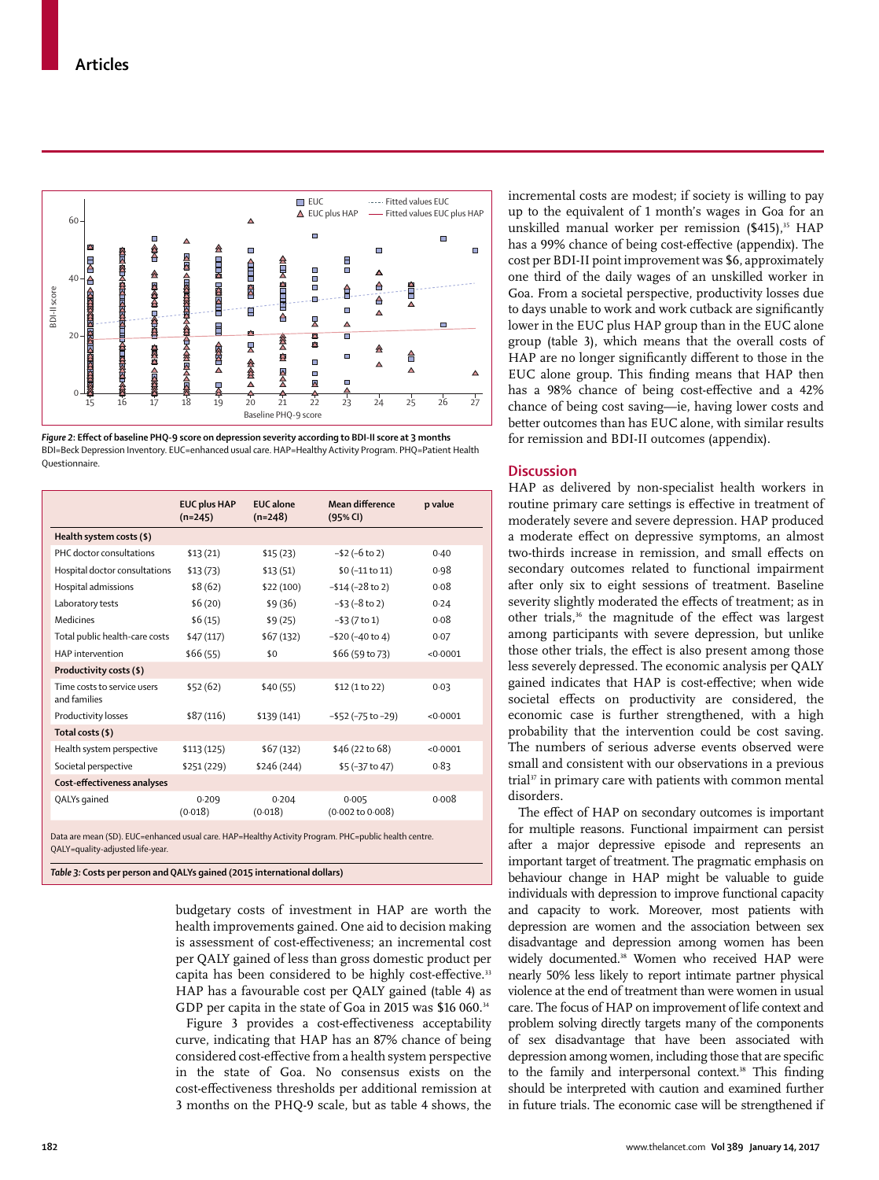*Figure 2*: **Effect of baseline PHQ-9 score on depression severity according to BDI-II score at 3 months**
BDI=Beck Depression Inventory. EUC=enhanced usual care. HAP=Healthy Activity Program. PHQ=Patient Health Questionnaire.

| | EUC plus HAP (n=245) | EUC alone (n=248) | Mean difference (95% CI) | p value |
|---|---|---|---|---|
| **Health system costs ($)** | | | | |
| PHC doctor consultations | $13 (21) | $15 (23) | –$2 (–6 to 2) | 0·40 |
| Hospital doctor consultations | $13 (73) | $13 (51) | $0 (–11 to 11) | 0·98 |
| Hospital admissions | $8 (62) | $22 (100) | –$14 (–28 to 2) | 0·08 |
| Laboratory tests | $6 (20) | $9 (36) | –$3 (–8 to 2) | 0·24 |
| Medicines | $6 (15) | $9 (25) | –$3 (7 to 1) | 0·08 |
| Total public health-care costs | $47 (117) | $67 (132) | –$20 (–40 to 4) | 0·07 |
| HAP intervention | $66 (55) | $0 | $66 (59 to 73) | <0·0001 |
| **Productivity costs ($)** | | | | |
| Time costs to service users and families | $52 (62) | $40 (55) | $12 (1 to 22) | 0·03 |
| Productivity losses | $87 (116) | $139 (141) | –$52 (–75 to –29) | <0·0001 |
| **Total costs ($)** | | | | |
| Health system perspective | $113 (125) | $67 (132) | $46 (22 to 68) | <0·0001 |
| Societal perspective | $251 (229) | $246 (244) | $5 (–37 to 47) | 0·83 |
| **Cost-effectiveness analyses** | | | | |
| QALYs gained | 0·209 (0·018) | 0·204 (0·018) | 0·005 (0·002 to 0·008) | 0·008 |

Data are mean (SD). EUC=enhanced usual care. HAP=Healthy Activity Program. PHC=public health centre. QALY=quality-adjusted life-year.

*Table 3*: **Costs per person and QALYs gained (2015 international dollars)**

budgetary costs of investment in HAP are worth the health improvements gained. One aid to decision making is assessment of cost-effectiveness; an incremental cost per QALY gained of less than gross domestic product per capita has been considered to be highly cost-effective.[33] HAP has a favourable cost per QALY gained (table 4) as GDP per capita in the state of Goa in 2015 was $16 060.[34]

Figure 3 provides a cost-effectiveness acceptability curve, indicating that HAP has an 87% chance of being considered cost-effective from a health system perspective in the state of Goa. No consensus exists on the cost-effectiveness thresholds per additional remission at 3 months on the PHQ-9 scale, but as table 4 shows, the incremental costs are modest; if society is willing to pay up to the equivalent of 1 month's wages in Goa for an unskilled manual worker per remission ($415),[35] HAP has a 99% chance of being cost-effective (appendix). The cost per BDI-II point improvement was $6, approximately one third of the daily wages of an unskilled worker in Goa. From a societal perspective, productivity losses due to days unable to work and work cutback are significantly lower in the EUC plus HAP group than in the EUC alone group (table 3), which means that the overall costs of HAP are no longer significantly different to those in the EUC alone group. This finding means that HAP then has a 98% chance of being cost-effective and a 42% chance of being cost saving—ie, having lower costs and better outcomes than has EUC alone, with similar results for remission and BDI-II outcomes (appendix).

## Discussion

HAP as delivered by non-specialist health workers in routine primary care settings is effective in treatment of moderately severe and severe depression. HAP produced a moderate effect on depressive symptoms, an almost two-thirds increase in remission, and small effects on secondary outcomes related to functional impairment after only six to eight sessions of treatment. Baseline severity slightly moderated the effects of treatment; as in other trials,[36] the magnitude of the effect was largest among participants with severe depression, but unlike those other trials, the effect is also present among those less severely depressed. The economic analysis per QALY gained indicates that HAP is cost-effective; when wide societal effects on productivity are considered, the economic case is further strengthened, with a high probability that the intervention could be cost saving. The numbers of serious adverse events observed were small and consistent with our observations in a previous trial[37] in primary care with patients with common mental disorders.

The effect of HAP on secondary outcomes is important for multiple reasons. Functional impairment can persist after a major depressive episode and represents an important target of treatment. The pragmatic emphasis on behaviour change in HAP might be valuable to guide individuals with depression to improve functional capacity and capacity to work. Moreover, most patients with depression are women and the association between sex disadvantage and depression among women has been widely documented.[38] Women who received HAP were nearly 50% less likely to report intimate partner physical violence at the end of treatment than were women in usual care. The focus of HAP on improvement of life context and problem solving directly targets many of the components of sex disadvantage that have been associated with depression among women, including those that are specific to the family and interpersonal context.[38] This finding should be interpreted with caution and examined further in future trials. The economic case will be strengthened if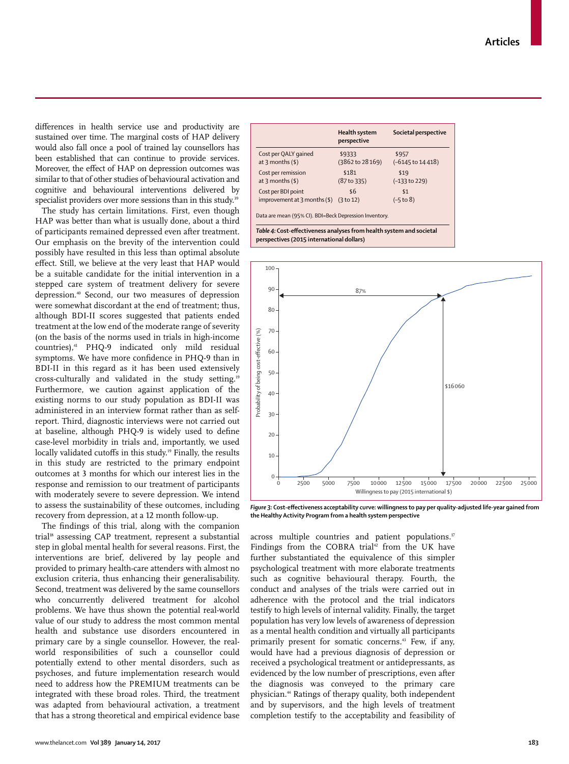differences in health service use and productivity are sustained over time. The marginal costs of HAP delivery would also fall once a pool of trained lay counsellors has been established that can continue to provide services. Moreover, the effect of HAP on depression outcomes was similar to that of other studies of behavioural activation and cognitive and behavioural interventions delivered by specialist providers over more sessions than in this study.[39]

The study has certain limitations. First, even though HAP was better than what is usually done, about a third of participants remained depressed even after treatment. Our emphasis on the brevity of the intervention could possibly have resulted in this less than optimal absolute effect. Still, we believe at the very least that HAP would be a suitable candidate for the initial intervention in a stepped care system of treatment delivery for severe depression.[40] Second, our two measures of depression were somewhat discordant at the end of treatment; thus, although BDI-II scores suggested that patients ended treatment at the low end of the moderate range of severity (on the basis of the norms used in trials in high-income countries),[41] PHQ-9 indicated only mild residual symptoms. We have more confidence in PHQ-9 than in BDI-II in this regard as it has been used extensively cross-culturally and validated in the study setting.[19] Furthermore, we caution against application of the existing norms to our study population as BDI-II was administered in an interview format rather than as self-report. Third, diagnostic interviews were not carried out at baseline, although PHQ-9 is widely used to define case-level morbidity in trials and, importantly, we used locally validated cutoffs in this study.[19] Finally, the results in this study are restricted to the primary endpoint outcomes at 3 months for which our interest lies in the response and remission to our treatment of participants with moderately severe to severe depression. We intend to assess the sustainability of these outcomes, including recovery from depression, at a 12 month follow-up.

The findings of this trial, along with the companion trial[18] assessing CAP treatment, represent a substantial step in global mental health for several reasons. First, the interventions are brief, delivered by lay people and provided to primary health-care attenders with almost no exclusion criteria, thus enhancing their generalisability. Second, treatment was delivered by the same counsellors who concurrently delivered treatment for alcohol problems. We have thus shown the potential real-world value of our study to address the most common mental health and substance use disorders encountered in primary care by a single counsellor. However, the real-world responsibilities of such a counsellor could potentially extend to other mental disorders, such as psychoses, and future implementation research would need to address how the PREMIUM treatments can be integrated with these broad roles. Third, the treatment was adapted from behavioural activation, a treatment that has a strong theoretical and empirical evidence base across multiple countries and patient populations.[17] Findings from the COBRA trial[42] from the UK have further substantiated the equivalence of this simpler psychological treatment with more elaborate treatments such as cognitive behavioural therapy. Fourth, the conduct and analyses of the trials were carried out in adherence with the protocol and the trial indicators testify to high levels of internal validity. Finally, the target population has very low levels of awareness of depression as a mental health condition and virtually all participants primarily present for somatic concerns.[43] Few, if any, would have had a previous diagnosis of depression or received a psychological treatment or antidepressants, as evidenced by the low number of prescriptions, even after the diagnosis was conveyed to the primary care physician.[44] Ratings of therapy quality, both independent and by supervisors, and the high levels of treatment completion testify to the acceptability and feasibility of

| | Health system perspective | Societal perspective |
|---|---|---|
| Cost per QALY gained at 3 months ($) | $9333 (3862 to 28 169) | $957 (–6145 to 14 418) |
| Cost per remission at 3 months ($) | $181 (87 to 335) | $19 (–133 to 229) |
| Cost per BDI point improvement at 3 months ($) | $6 (3 to 12) | $1 (–5 to 8) |

Data are mean (95% CI). BDI=Beck Depression Inventory.

***Table 4:*** **Cost-effectiveness analyses from health system and societal perspectives (2015 international dollars)**

***Figure 3:*** **Cost-effectiveness acceptability curve: willingness to pay per quality-adjusted life-year gained from the Healthy Activity Program from a health system perspective**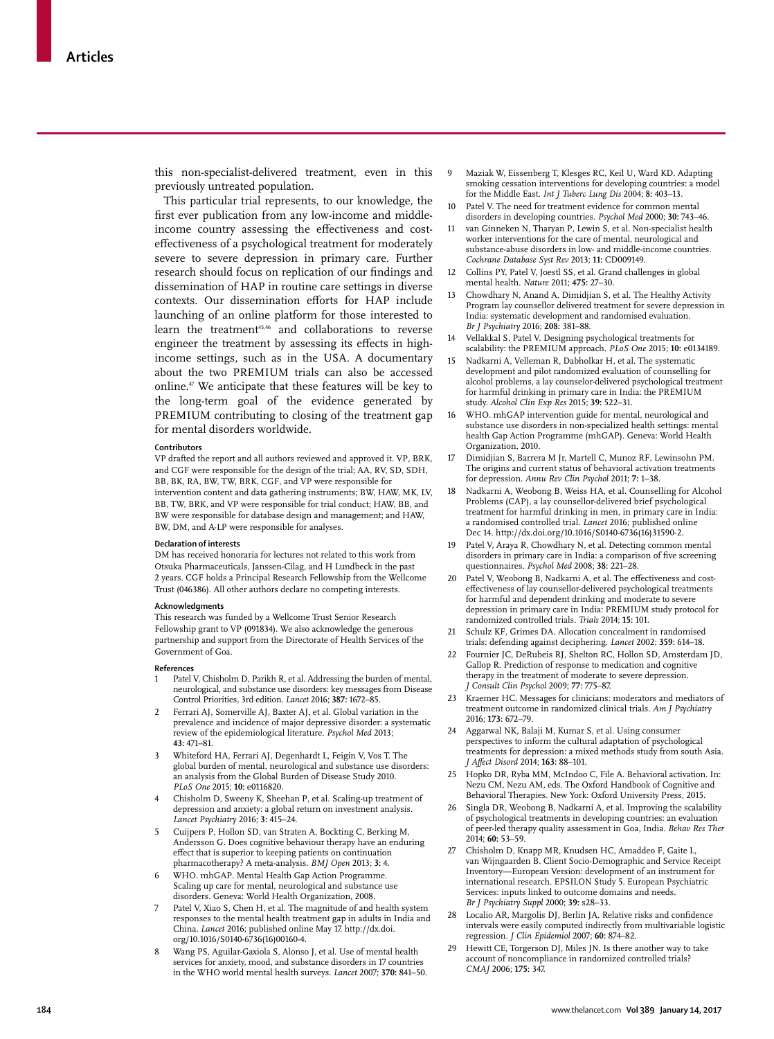this non-specialist-delivered treatment, even in this previously untreated population.

This particular trial represents, to our knowledge, the first ever publication from any low-income and middle-income country assessing the effectiveness and cost-effectiveness of a psychological treatment for moderately severe to severe depression in primary care. Further research should focus on replication of our findings and dissemination of HAP in routine care settings in diverse contexts. Our dissemination efforts for HAP include launching of an online platform for those interested to learn the treatment[45,46] and collaborations to reverse engineer the treatment by assessing its effects in high-income settings, such as in the USA. A documentary about the two PREMIUM trials can also be accessed online.[47] We anticipate that these features will be key to the long-term goal of the evidence generated by PREMIUM contributing to closing of the treatment gap for mental disorders worldwide.

#### Contributors

VP drafted the report and all authors reviewed and approved it. VP, BRK, and CGF were responsible for the design of the trial; AA, RV, SD, SDH, BB, BK, RA, BW, TW, BRK, CGF, and VP were responsible for intervention content and data gathering instruments; BW, HAW, MK, LV, BB, TW, BRK, and VP were responsible for trial conduct; HAW, BB, and BW were responsible for database design and management; and HAW, BW, DM, and A-LP were responsible for analyses.

#### Declaration of interests

DM has received honoraria for lectures not related to this work from Otsuka Pharmaceuticals, Janssen-Cilag, and H Lundbeck in the past 2 years. CGF holds a Principal Research Fellowship from the Wellcome Trust (046386). All other authors declare no competing interests.

#### Acknowledgments

This research was funded by a Wellcome Trust Senior Research Fellowship grant to VP (091834). We also acknowledge the generous partnership and support from the Directorate of Health Services of the Government of Goa.

#### References

1. Patel V, Chisholm D, Parikh R, et al. Addressing the burden of mental, neurological, and substance use disorders: key messages from Disease Control Priorities, 3rd edition. *Lancet* 2016; **387:** 1672–85.
2. Ferrari AJ, Somerville AJ, Baxter AJ, et al. Global variation in the prevalence and incidence of major depressive disorder: a systematic review of the epidemiological literature. *Psychol Med* 2013; **43:** 471–81.
3. Whiteford HA, Ferrari AJ, Degenhardt L, Feigin V, Vos T. The global burden of mental, neurological and substance use disorders: an analysis from the Global Burden of Disease Study 2010. *PLoS One* 2015; **10:** e0116820.
4. Chisholm D, Sweeny K, Sheehan P, et al. Scaling-up treatment of depression and anxiety: a global return on investment analysis. *Lancet Psychiatry* 2016; **3:** 415–24.
5. Cuijpers P, Hollon SD, van Straten A, Bockting C, Berking M, Andersson G. Does cognitive behaviour therapy have an enduring effect that is superior to keeping patients on continuation pharmacotherapy? A meta-analysis. *BMJ Open* 2013; **3:** 4.
6. WHO. mhGAP. Mental Health Gap Action Programme. Scaling up care for mental, neurological and substance use disorders. Geneva: World Health Organization, 2008.
7. Patel V, Xiao S, Chen H, et al. The magnitude of and health system responses to the mental health treatment gap in adults in India and China. *Lancet* 2016; published online May 17. http://dx.doi.org/10.1016/S0140-6736(16)00160-4.
8. Wang PS, Aguilar-Gaxiola S, Alonso J, et al. Use of mental health services for anxiety, mood, and substance disorders in 17 countries in the WHO world mental health surveys. *Lancet* 2007; **370:** 841–50.
9. Maziak W, Eissenberg T, Klesges RC, Keil U, Ward KD. Adapting smoking cessation interventions for developing countries: a model for the Middle East. *Int J Tuberc Lung Dis* 2004; **8:** 403–13.
10. Patel V. The need for treatment evidence for common mental disorders in developing countries. *Psychol Med* 2000; **30:** 743–46.
11. van Ginneken N, Tharyan P, Lewin S, et al. Non-specialist health worker interventions for the care of mental, neurological and substance-abuse disorders in low- and middle-income countries. *Cochrane Database Syst Rev* 2013; **11:** CD009149.
12. Collins PY, Patel V, Joestl SS, et al. Grand challenges in global mental health. *Nature* 2011; **475:** 27–30.
13. Chowdhary N, Anand A, Dimidjian S, et al. The Healthy Activity Program lay counsellor delivered treatment for severe depression in India: systematic development and randomised evaluation. *Br J Psychiatry* 2016; **208:** 381–88.
14. Vellakkal S, Patel V. Designing psychological treatments for scalability: the PREMIUM approach. *PLoS One* 2015; **10:** e0134189.
15. Nadkarni A, Velleman R, Dabholkar H, et al. The systematic development and pilot randomized evaluation of counselling for alcohol problems, a lay counselor-delivered psychological treatment for harmful drinking in primary care in India: the PREMIUM study. *Alcohol Clin Exp Res* 2015; **39:** 522–31.
16. WHO. mhGAP intervention guide for mental, neurological and substance use disorders in non-specialized health settings: mental health Gap Action Programme (mhGAP). Geneva: World Health Organization, 2010.
17. Dimidjian S, Barrera M Jr, Martell C, Munoz RF, Lewinsohn PM. The origins and current status of behavioral activation treatments for depression. *Annu Rev Clin Psychol* 2011; **7:** 1–38.
18. Nadkarni A, Weobong B, Weiss HA, et al. Counselling for Alcohol Problems (CAP), a lay counsellor-delivered brief psychological treatment for harmful drinking in men, in primary care in India: a randomised controlled trial. *Lancet* 2016; published online Dec 14. http://dx.doi.org/10.1016/S0140-6736(16)31590-2.
19. Patel V, Araya R, Chowdhary N, et al. Detecting common mental disorders in primary care in India: a comparison of five screening questionnaires. *Psychol Med* 2008; **38:** 221–28.
20. Patel V, Weobong B, Nadkarni A, et al. The effectiveness and cost-effectiveness of lay counsellor-delivered psychological treatments for harmful and dependent drinking and moderate to severe depression in primary care in India: PREMIUM study protocol for randomized controlled trials. *Trials* 2014; **15:** 101.
21. Schulz KF, Grimes DA. Allocation concealment in randomised trials: defending against deciphering. *Lancet* 2002; **359:** 614–18.
22. Fournier JC, DeRubeis RJ, Shelton RC, Hollon SD, Amsterdam JD, Gallop R. Prediction of response to medication and cognitive therapy in the treatment of moderate to severe depression. *J Consult Clin Psychol* 2009; **77:** 775–87.
23. Kraemer HC. Messages for clinicians: moderators and mediators of treatment outcome in randomized clinical trials. *Am J Psychiatry* 2016; **173:** 672–79.
24. Aggarwal NK, Balaji M, Kumar S, et al. Using consumer perspectives to inform the cultural adaptation of psychological treatments for depression: a mixed methods study from south Asia. *J Affect Disord* 2014; **163:** 88–101.
25. Hopko DR, Ryba MM, McIndoo C, File A. Behavioral activation. In: Nezu CM, Nezu AM, eds. The Oxford Handbook of Cognitive and Behavioral Therapies. New York: Oxford University Press, 2015.
26. Singla DR, Weobong B, Nadkarni A, et al. Improving the scalability of psychological treatments in developing countries: an evaluation of peer-led therapy quality assessment in Goa, India. *Behav Res Ther* 2014; **60:** 53–59.
27. Chisholm D, Knapp MR, Knudsen HC, Amaddeo F, Gaite L, van Wijngaarden B. Client Socio-Demographic and Service Receipt Inventory—European Version: development of an instrument for international research. EPSILON Study 5. European Psychiatric Services: inputs linked to outcome domains and needs. *Br J Psychiatry Suppl* 2000; **39:** s28–33.
28. Localio AR, Margolis DJ, Berlin JA. Relative risks and confidence intervals were easily computed indirectly from multivariable logistic regression. *J Clin Epidemiol* 2007; **60:** 874–82.
29. Hewitt CE, Torgerson DJ, Miles JN. Is there another way to take account of noncompliance in randomized controlled trials? *CMAJ* 2006; **175:** 347.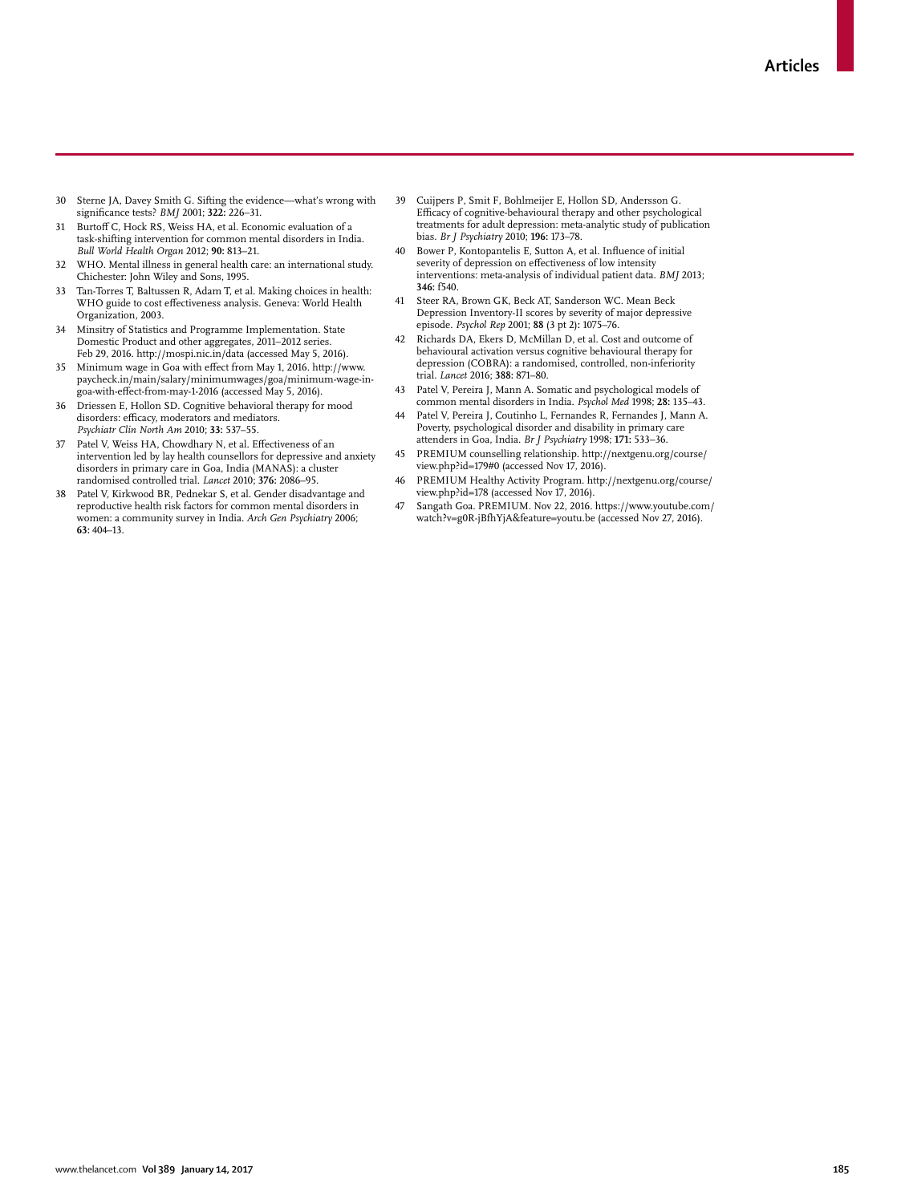30 Sterne JA, Davey Smith G. Sifting the evidence—what's wrong with significance tests? *BMJ* 2001; **322:** 226–31.

31 Burtoff C, Hock RS, Weiss HA, et al. Economic evaluation of a task-shifting intervention for common mental disorders in India. *Bull World Health Organ* 2012; **90:** 813–21.

32 WHO. Mental illness in general health care: an international study. Chichester: John Wiley and Sons, 1995.

33 Tan-Torres T, Baltussen R, Adam T, et al. Making choices in health: WHO guide to cost effectiveness analysis. Geneva: World Health Organization, 2003.

34 Minsitry of Statistics and Programme Implementation. State Domestic Product and other aggregates, 2011–2012 series. Feb 29, 2016. http://mospi.nic.in/data (accessed May 5, 2016).

35 Minimum wage in Goa with effect from May 1, 2016. http://www.paycheck.in/main/salary/minimumwages/goa/minimum-wage-in-goa-with-effect-from-may-1-2016 (accessed May 5, 2016).

36 Driessen E, Hollon SD. Cognitive behavioral therapy for mood disorders: efficacy, moderators and mediators. *Psychiatr Clin North Am* 2010; **33:** 537–55.

37 Patel V, Weiss HA, Chowdhary N, et al. Effectiveness of an intervention led by lay health counsellors for depressive and anxiety disorders in primary care in Goa, India (MANAS): a cluster randomised controlled trial. *Lancet* 2010; **376:** 2086–95.

38 Patel V, Kirkwood BR, Pednekar S, et al. Gender disadvantage and reproductive health risk factors for common mental disorders in women: a community survey in India. *Arch Gen Psychiatry* 2006; **63:** 404–13.

39 Cuijpers P, Smit F, Bohlmeijer E, Hollon SD, Andersson G. Efficacy of cognitive-behavioural therapy and other psychological treatments for adult depression: meta-analytic study of publication bias. *Br J Psychiatry* 2010; **196:** 173–78.

40 Bower P, Kontopantelis E, Sutton A, et al. Influence of initial severity of depression on effectiveness of low intensity interventions: meta-analysis of individual patient data. *BMJ* 2013; **346:** f540.

41 Steer RA, Brown GK, Beck AT, Sanderson WC. Mean Beck Depression Inventory-II scores by severity of major depressive episode. *Psychol Rep* 2001; **88** (3 pt 2)**:** 1075–76.

42 Richards DA, Ekers D, McMillan D, et al. Cost and outcome of behavioural activation versus cognitive behavioural therapy for depression (COBRA): a randomised, controlled, non-inferiority trial. *Lancet* 2016; **388:** 871–80.

43 Patel V, Pereira J, Mann A. Somatic and psychological models of common mental disorders in India. *Psychol Med* 1998; **28:** 135–43.

44 Patel V, Pereira J, Coutinho L, Fernandes R, Fernandes J, Mann A. Poverty, psychological disorder and disability in primary care attenders in Goa, India. *Br J Psychiatry* 1998; **171:** 533–36.

45 PREMIUM counselling relationship. http://nextgenu.org/course/view.php?id=179#0 (accessed Nov 17, 2016).

46 PREMIUM Healthy Activity Program. http://nextgenu.org/course/view.php?id=178 (accessed Nov 17, 2016).

47 Sangath Goa. PREMIUM. Nov 22, 2016. https://www.youtube.com/watch?v=g0R-jBfhYjA&feature=youtu.be (accessed Nov 27, 2016).